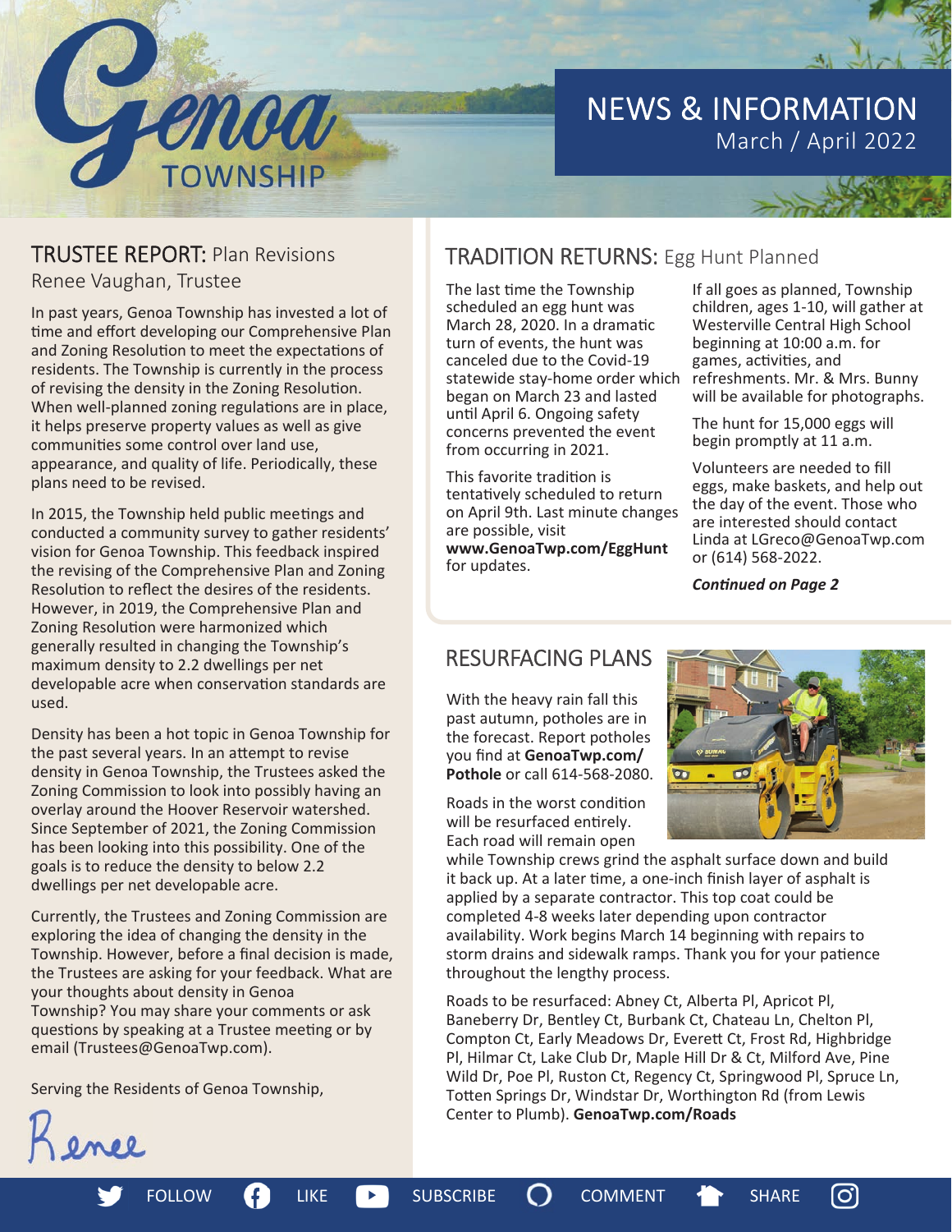# Genoa TOWNSHIP

## NEWS & INFORMATION
March / April 2022

## TRUSTEE REPORT: Plan Revisions
Renee Vaughan, Trustee

In past years, Genoa Township has invested a lot of time and effort developing our Comprehensive Plan and Zoning Resolution to meet the expectations of residents. The Township is currently in the process of revising the density in the Zoning Resolution. When well-planned zoning regulations are in place, it helps preserve property values as well as give communities some control over land use, appearance, and quality of life. Periodically, these plans need to be revised.

In 2015, the Township held public meetings and conducted a community survey to gather residents' vision for Genoa Township. This feedback inspired the revising of the Comprehensive Plan and Zoning Resolution to reflect the desires of the residents. However, in 2019, the Comprehensive Plan and Zoning Resolution were harmonized which generally resulted in changing the Township's maximum density to 2.2 dwellings per net developable acre when conservation standards are used.

Density has been a hot topic in Genoa Township for the past several years. In an attempt to revise density in Genoa Township, the Trustees asked the Zoning Commission to look into possibly having an overlay around the Hoover Reservoir watershed. Since September of 2021, the Zoning Commission has been looking into this possibility. One of the goals is to reduce the density to below 2.2 dwellings per net developable acre.

Currently, the Trustees and Zoning Commission are exploring the idea of changing the density in the Township. However, before a final decision is made, the Trustees are asking for your feedback. What are your thoughts about density in Genoa Township? You may share your comments or ask questions by speaking at a Trustee meeting or by email (Trustees@GenoaTwp.com).

Serving the Residents of Genoa Township,

Renee

## TRADITION RETURNS: Egg Hunt Planned

The last time the Township scheduled an egg hunt was March 28, 2020. In a dramatic turn of events, the hunt was canceled due to the Covid-19 statewide stay-home order which began on March 23 and lasted until April 6. Ongoing safety concerns prevented the event from occurring in 2021.

This favorite tradition is tentatively scheduled to return on April 9th. Last minute changes are possible, visit **www.GenoaTwp.com/EggHunt** for updates.

If all goes as planned, Township children, ages 1-10, will gather at Westerville Central High School beginning at 10:00 a.m. for games, activities, and refreshments. Mr. & Mrs. Bunny will be available for photographs.

The hunt for 15,000 eggs will begin promptly at 11 a.m.

Volunteers are needed to fill eggs, make baskets, and help out the day of the event. Those who are interested should contact Linda at LGreco@GenoaTwp.com or (614) 568-2022.

***Continued on Page 2***

## RESURFACING PLANS

With the heavy rain fall this past autumn, potholes are in the forecast. Report potholes you find at **GenoaTwp.com/Pothole** or call 614-568-2080.

Roads in the worst condition will be resurfaced entirely. Each road will remain open while Township crews grind the asphalt surface down and build it back up. At a later time, a one-inch finish layer of asphalt is applied by a separate contractor. This top coat could be completed 4-8 weeks later depending upon contractor availability. Work begins March 14 beginning with repairs to storm drains and sidewalk ramps. Thank you for your patience throughout the lengthy process.

Roads to be resurfaced: Abney Ct, Alberta Pl, Apricot Pl, Baneberry Dr, Bentley Ct, Burbank Ct, Chateau Ln, Chelton Pl, Compton Ct, Early Meadows Dr, Everett Ct, Frost Rd, Highbridge Pl, Hilmar Ct, Lake Club Dr, Maple Hill Dr & Ct, Milford Ave, Pine Wild Dr, Poe Pl, Ruston Ct, Regency Ct, Springwood Pl, Spruce Ln, Totten Springs Dr, Windstar Dr, Worthington Rd (from Lewis Center to Plumb). **GenoaTwp.com/Roads**

FOLLOW | LIKE | SUBSCRIBE | COMMENT | SHARE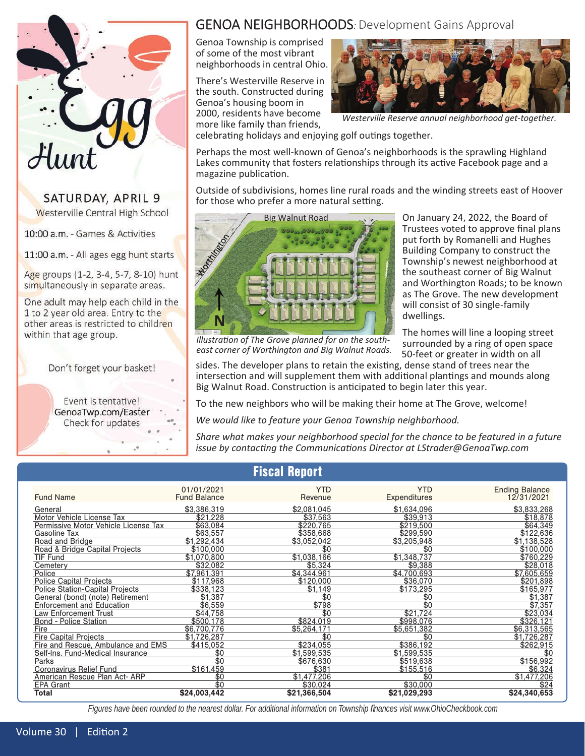# Egg Hunt

SATURDAY, APRIL 9

Westerville Central High School

10:00 a.m. - Games & Activities

11:00 a.m. - All ages egg hunt starts

Age groups (1-2, 3-4, 5-7, 8-10) hunt simultaneously in separate areas.

One adult may help each child in the 1 to 2 year old area. Entry to the other areas is restricted to children within that age group.

Don't forget your basket!

Event is tentative!
GenoaTwp.com/Easter
Check for updates

## GENOA NEIGHBORHOODS: Development Gains Approval

Genoa Township is comprised of some of the most vibrant neighborhoods in central Ohio.

There's Westerville Reserve in the south. Constructed during Genoa's housing boom in 2000, residents have become more like family than friends, celebrating holidays and enjoying golf outings together.

*Westerville Reserve annual neighborhood get-together.*

Perhaps the most well-known of Genoa's neighborhoods is the sprawling Highland Lakes community that fosters relationships through its active Facebook page and a magazine publication.

Outside of subdivisions, homes line rural roads and the winding streets east of Hoover for those who prefer a more natural setting.

On January 24, 2022, the Board of Trustees voted to approve final plans put forth by Romanelli and Hughes Building Company to construct the Township's newest neighborhood at the southeast corner of Big Walnut and Worthington Roads; to be known as The Grove. The new development will consist of 30 single-family dwellings.

*Illustration of The Grove planned for on the south-east corner of Worthington and Big Walnut Roads.*

The homes will line a looping street surrounded by a ring of open space 50-feet or greater in width on all sides. The developer plans to retain the existing, dense stand of trees near the intersection and will supplement them with additional plantings and mounds along Big Walnut Road. Construction is anticipated to begin later this year.

To the new neighbors who will be making their home at The Grove, welcome!

*We would like to feature your Genoa Township neighborhood.*

*Share what makes your neighborhood special for the chance to be featured in a future issue by contacting the Communications Director at LStrader@GenoaTwp.com*

## Fiscal Report

| Fund Name | 01/01/2021 Fund Balance | YTD Revenue | YTD Expenditures | Ending Balance 12/31/2021 |
|---|---|---|---|---|
| General | $3,386,319 | $2,081,045 | $1,634,096 | $3,833,268 |
| Motor Vehicle License Tax | $21,228 | $37,563 | $39,913 | $18,878 |
| Permissive Motor Vehicle License Tax | $63,084 | $220,765 | $219,500 | $64,349 |
| Gasoline Tax | $63,557 | $358,668 | $299,590 | $122,636 |
| Road and Bridge | $1,292,434 | $3,052,042 | $3,205,948 | $1,138,528 |
| Road & Bridge Capital Projects | $100,000 | $0 | $0 | $100,000 |
| TIF Fund | $1,070,800 | $1,038,166 | $1,348,737 | $760,229 |
| Cemetery | $32,082 | $5,324 | $9,388 | $28,018 |
| Police | $7,961,391 | $4,344,961 | $4,700,693 | $7,605,659 |
| Police Capital Projects | $117,968 | $120,000 | $36,070 | $201,898 |
| Police Station-Capital Projects | $338,123 | $1,149 | $173,295 | $165,977 |
| General (bond) (note) Retirement | $1,387 | $0 | $0 | $1,387 |
| Enforcement and Education | $6,559 | $798 | $0 | $7,357 |
| Law Enforcement Trust | $44,758 | $0 | $21,724 | $23,034 |
| Bond - Police Station | $500,178 | $824,019 | $998,076 | $326,121 |
| Fire | $6,700,776 | $5,264,171 | $5,651,382 | $6,313,565 |
| Fire Capital Projects | $1,726,287 | $0 | $0 | $1,726,287 |
| Fire and Rescue, Ambulance and EMS | $415,052 | $234,055 | $386,192 | $262,915 |
| Self-Ins. Fund-Medical Insurance | $0 | $1,599,535 | $1,599,535 | $0 |
| Parks | $0 | $676,630 | $519,638 | $156,992 |
| Coronavirus Relief Fund | $161,459 | $381 | $155,516 | $6,324 |
| American Rescue Plan Act- ARP | $0 | $1,477,206 | $0 | $1,477,206 |
| EPA Grant | $0 | $30,024 | $30,000 | $24 |
| **Total** | **$24,003,442** | **$21,366,504** | **$21,029,293** | **$24,340,653** |

*Figures have been rounded to the nearest dollar. For additional information on Township finances visit www.OhioCheckbook.com*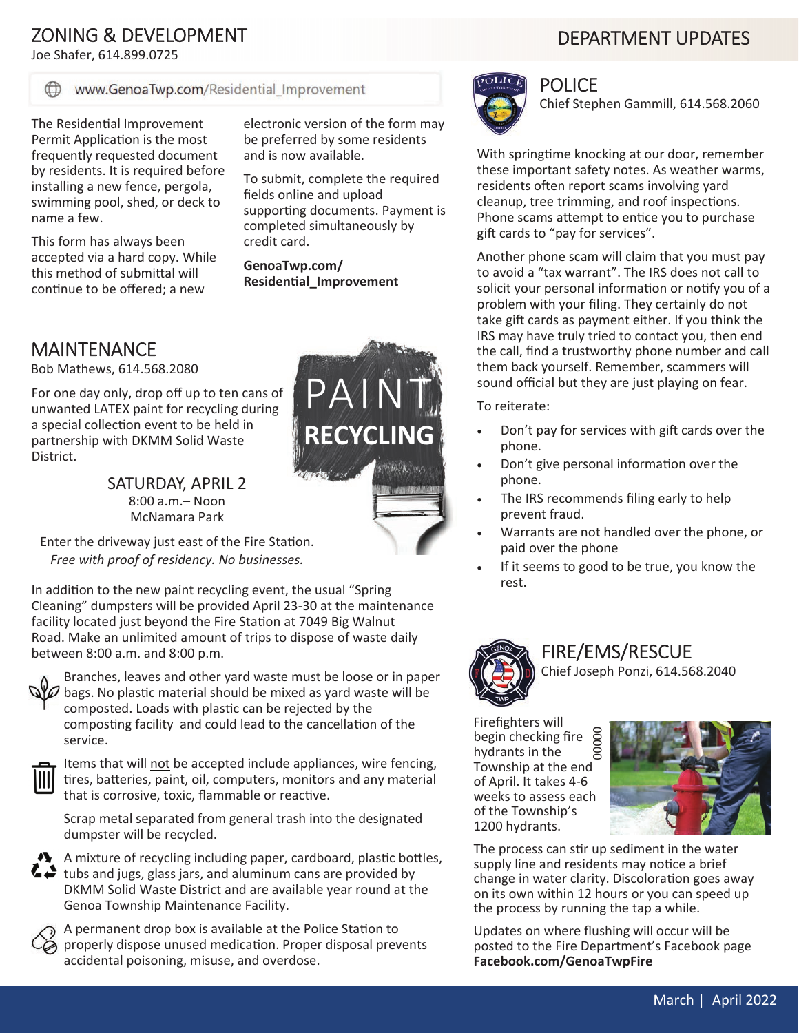## ZONING & DEVELOPMENT

Joe Shafer, 614.899.0725

www.GenoaTwp.com/Residential_Improvement

The Residential Improvement Permit Application is the most frequently requested document by residents. It is required before installing a new fence, pergola, swimming pool, shed, or deck to name a few.

This form has always been accepted via a hard copy. While this method of submittal will continue to be offered; a new electronic version of the form may be preferred by some residents and is now available.

To submit, complete the required fields online and upload supporting documents. Payment is completed simultaneously by credit card.

**GenoaTwp.com/Residential_Improvement**

## MAINTENANCE

Bob Mathews, 614.568.2080

PAINT **RECYCLING**

For one day only, drop off up to ten cans of unwanted LATEX paint for recycling during a special collection event to be held in partnership with DKMM Solid Waste District.

SATURDAY, APRIL 2
8:00 a.m.– Noon
McNamara Park

Enter the driveway just east of the Fire Station.
*Free with proof of residency. No businesses.*

In addition to the new paint recycling event, the usual "Spring Cleaning" dumpsters will be provided April 23-30 at the maintenance facility located just beyond the Fire Station at 7049 Big Walnut Road. Make an unlimited amount of trips to dispose of waste daily between 8:00 a.m. and 8:00 p.m.

Branches, leaves and other yard waste must be loose or in paper bags. No plastic material should be mixed as yard waste will be composted. Loads with plastic can be rejected by the composting facility and could lead to the cancellation of the service.

Items that will not be accepted include appliances, wire fencing, tires, batteries, paint, oil, computers, monitors and any material that is corrosive, toxic, flammable or reactive.

Scrap metal separated from general trash into the designated dumpster will be recycled.

A mixture of recycling including paper, cardboard, plastic bottles, tubs and jugs, glass jars, and aluminum cans are provided by DKMM Solid Waste District and are available year round at the Genoa Township Maintenance Facility.

A permanent drop box is available at the Police Station to properly dispose unused medication. Proper disposal prevents accidental poisoning, misuse, and overdose.

# DEPARTMENT UPDATES

## POLICE

Chief Stephen Gammill, 614.568.2060

With springtime knocking at our door, remember these important safety notes. As weather warms, residents often report scams involving yard cleanup, tree trimming, and roof inspections. Phone scams attempt to entice you to purchase gift cards to "pay for services".

Another phone scam will claim that you must pay to avoid a "tax warrant". The IRS does not call to solicit your personal information or notify you of a problem with your filing. They certainly do not take gift cards as payment either. If you think the IRS may have truly tried to contact you, then end the call, find a trustworthy phone number and call them back yourself. Remember, scammers will sound official but they are just playing on fear.

To reiterate:

- Don't pay for services with gift cards over the phone.
- Don't give personal information over the phone.
- The IRS recommends filing early to help prevent fraud.
- Warrants are not handled over the phone, or paid over the phone
- If it seems to good to be true, you know the rest.

## FIRE/EMS/RESCUE

Chief Joseph Ponzi, 614.568.2040

Firefighters will begin checking fire hydrants in the Township at the end of April. It takes 4-6 weeks to assess each of the Township's 1200 hydrants.

The process can stir up sediment in the water supply line and residents may notice a brief change in water clarity. Discoloration goes away on its own within 12 hours or you can speed up the process by running the tap a while.

Updates on where flushing will occur will be posted to the Fire Department's Facebook page **Facebook.com/GenoaTwpFire**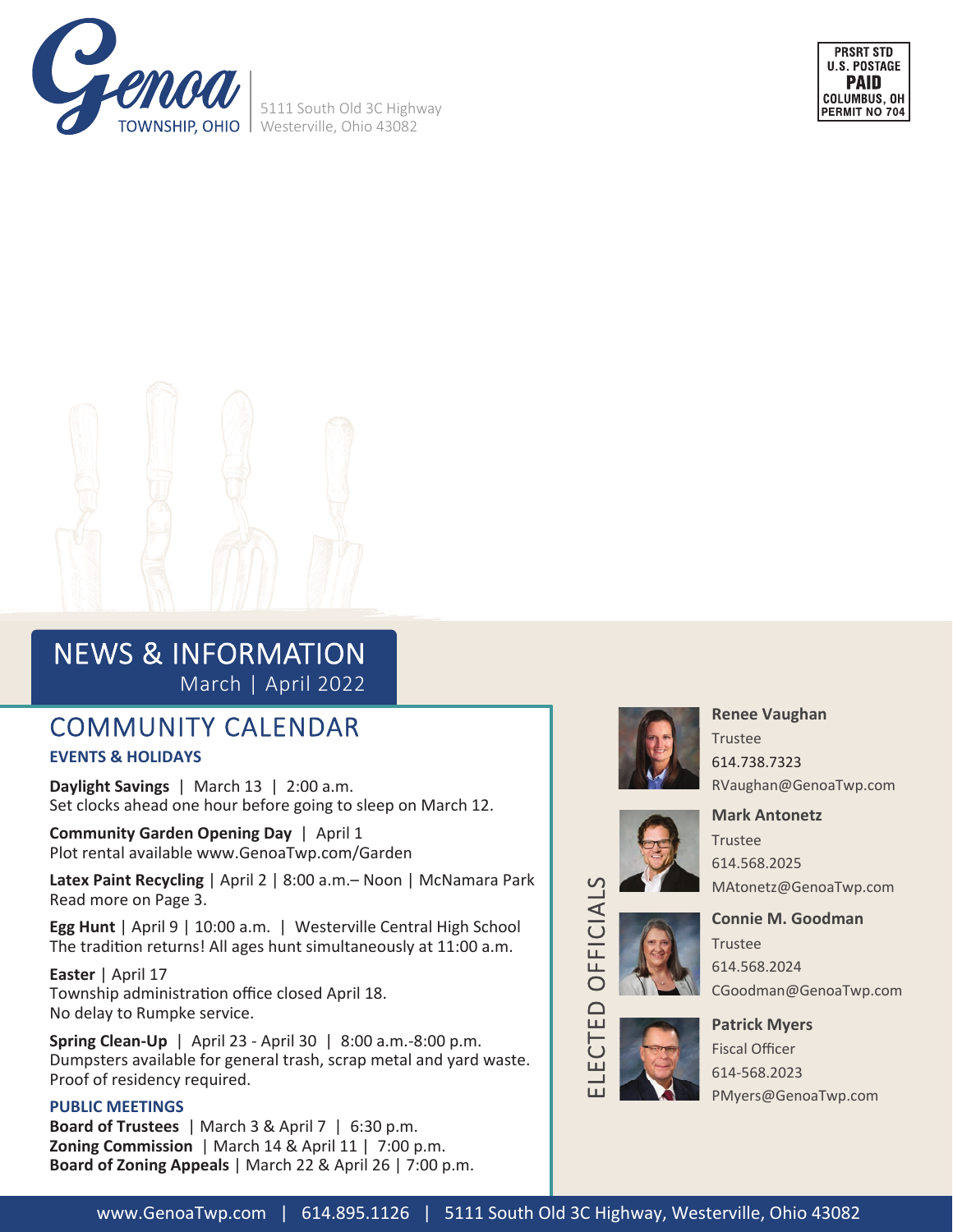Genoa Township, Ohio
5111 South Old 3C Highway
Westerville, Ohio 43082

PRSRT STD
U.S. POSTAGE
PAID
COLUMBUS, OH
PERMIT NO 704

# NEWS & INFORMATION

March | April 2022

## COMMUNITY CALENDAR

### EVENTS & HOLIDAYS

**Daylight Savings** | March 13 | 2:00 a.m.
Set clocks ahead one hour before going to sleep on March 12.

**Community Garden Opening Day** | April 1
Plot rental available www.GenoaTwp.com/Garden

**Latex Paint Recycling** | April 2 | 8:00 a.m.– Noon | McNamara Park
Read more on Page 3.

**Egg Hunt** | April 9 | 10:00 a.m. | Westerville Central High School
The tradition returns! All ages hunt simultaneously at 11:00 a.m.

**Easter** | April 17
Township administration office closed April 18.
No delay to Rumpke service.

**Spring Clean-Up** | April 23 - April 30 | 8:00 a.m.-8:00 p.m.
Dumpsters available for general trash, scrap metal and yard waste.
Proof of residency required.

### PUBLIC MEETINGS

**Board of Trustees** | March 3 & April 7 | 6:30 p.m.
**Zoning Commission** | March 14 & April 11 | 7:00 p.m.
**Board of Zoning Appeals** | March 22 & April 26 | 7:00 p.m.

## ELECTED OFFICIALS

**Renee Vaughan**
Trustee
614.738.7323
RVaughan@GenoaTwp.com

**Mark Antonetz**
Trustee
614.568.2025
MAtonetz@GenoaTwp.com

**Connie M. Goodman**
Trustee
614.568.2024
CGoodman@GenoaTwp.com

**Patrick Myers**
Fiscal Officer
614-568.2023
PMyers@GenoaTwp.com

www.GenoaTwp.com | 614.895.1126 | 5111 South Old 3C Highway, Westerville, Ohio 43082